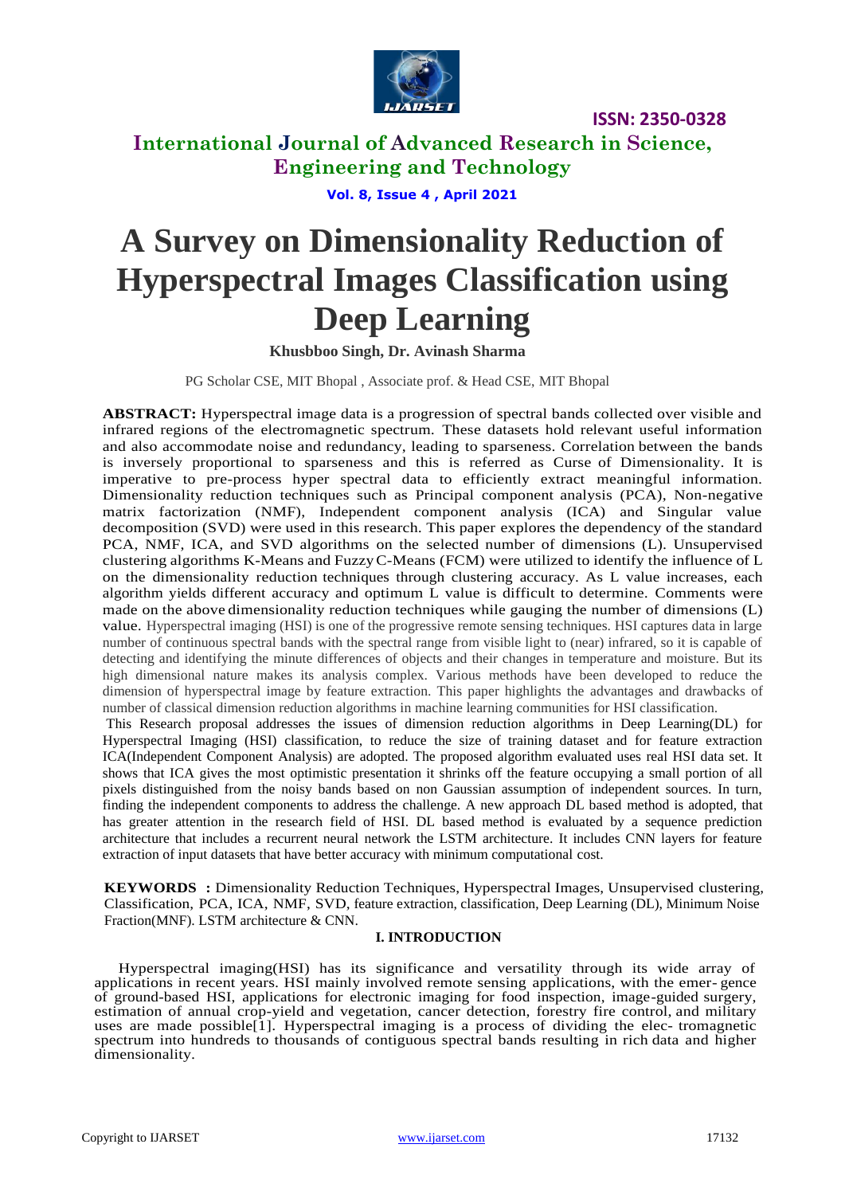# A Survey on Dimensionality Reduction of Hyperspectral Images Classification using Deep Learning

**Khusbboo Singh, Dr. Avinash Sharma**

PG Scholar CSE, MIT Bhopal , Associate prof. & Head CSE, MIT Bhopal

**ABSTRACT:** Hyperspectral image data is a progression of spectral bands collected over visible and infrared regions of the electromagnetic spectrum. These datasets hold relevant useful information and also accommodate noise and redundancy, leading to sparseness. Correlation between the bands is inversely proportional to sparseness and this is referred as Curse of Dimensionality. It is imperative to pre-process hyper spectral data to efficiently extract meaningful information. Dimensionality reduction techniques such as Principal component analysis (PCA), Non-negative matrix factorization (NMF), Independent component analysis (ICA) and Singular value decomposition (SVD) were used in this research. This paper explores the dependency of the standard PCA, NMF, ICA, and SVD algorithms on the selected number of dimensions (L). Unsupervised clustering algorithms K-Means and Fuzzy C-Means (FCM) were utilized to identify the influence of L on the dimensionality reduction techniques through clustering accuracy. As L value increases, each algorithm yields different accuracy and optimum L value is difficult to determine. Comments were made on the above dimensionality reduction techniques while gauging the number of dimensions (L) value. Hyperspectral imaging (HSI) is one of the progressive remote sensing techniques. HSI captures data in large number of continuous spectral bands with the spectral range from visible light to (near) infrared, so it is capable of detecting and identifying the minute differences of objects and their changes in temperature and moisture. But its high dimensional nature makes its analysis complex. Various methods have been developed to reduce the dimension of hyperspectral image by feature extraction. This paper highlights the advantages and drawbacks of number of classical dimension reduction algorithms in machine learning communities for HSI classification.

This Research proposal addresses the issues of dimension reduction algorithms in Deep Learning(DL) for Hyperspectral Imaging (HSI) classification, to reduce the size of training dataset and for feature extraction ICA(Independent Component Analysis) are adopted. The proposed algorithm evaluated uses real HSI data set. It shows that ICA gives the most optimistic presentation it shrinks off the feature occupying a small portion of all pixels distinguished from the noisy bands based on non Gaussian assumption of independent sources. In turn, finding the independent components to address the challenge. A new approach DL based method is adopted, that has greater attention in the research field of HSI. DL based method is evaluated by a sequence prediction architecture that includes a recurrent neural network the LSTM architecture. It includes CNN layers for feature extraction of input datasets that have better accuracy with minimum computational cost.

**KEYWORDS :** Dimensionality Reduction Techniques, Hyperspectral Images, Unsupervised clustering, Classification, PCA, ICA, NMF, SVD, feature extraction, classification, Deep Learning (DL), Minimum Noise Fraction(MNF). LSTM architecture & CNN.

## I. INTRODUCTION

Hyperspectral imaging(HSI) has its significance and versatility through its wide array of applications in recent years. HSI mainly involved remote sensing applications, with the emer- gence of ground-based HSI, applications for electronic imaging for food inspection, image-guided surgery, estimation of annual crop-yield and vegetation, cancer detection, forestry fire control, and military uses are made possible[1]. Hyperspectral imaging is a process of dividing the elec- tromagnetic spectrum into hundreds to thousands of contiguous spectral bands resulting in rich data and higher dimensionality.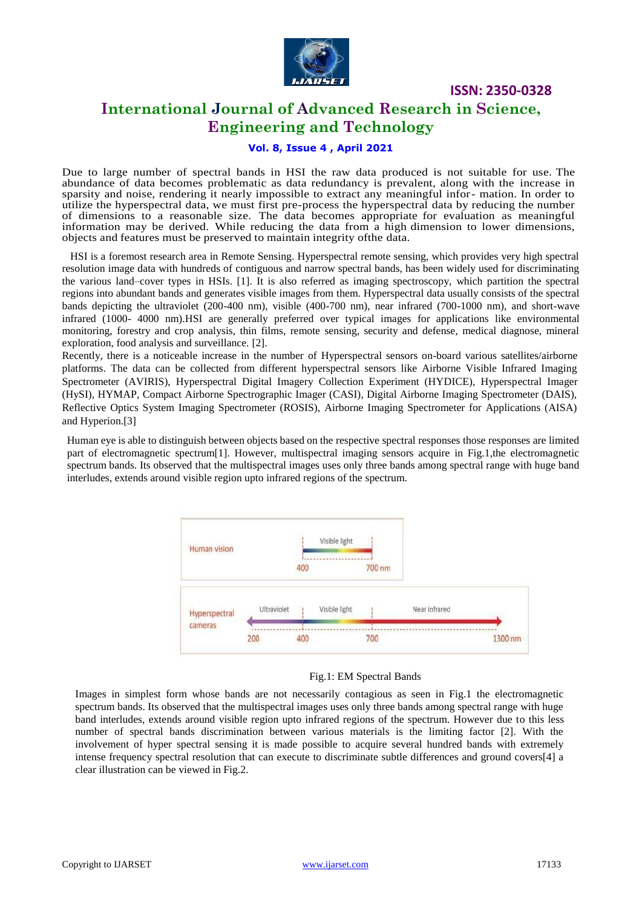Due to large number of spectral bands in HSI the raw data produced is not suitable for use. The abundance of data becomes problematic as data redundancy is prevalent, along with the increase in sparsity and noise, rendering it nearly impossible to extract any meaningful infor- mation. In order to utilize the hyperspectral data, we must first pre-process the hyperspectral data by reducing the number of dimensions to a reasonable size. The data becomes appropriate for evaluation as meaningful information may be derived. While reducing the data from a high dimension to lower dimensions, objects and features must be preserved to maintain integrity ofthe data.

HSI is a foremost research area in Remote Sensing. Hyperspectral remote sensing, which provides very high spectral resolution image data with hundreds of contiguous and narrow spectral bands, has been widely used for discriminating the various land–cover types in HSIs. [1]. It is also referred as imaging spectroscopy, which partition the spectral regions into abundant bands and generates visible images from them. Hyperspectral data usually consists of the spectral bands depicting the ultraviolet (200-400 nm), visible (400-700 nm), near infrared (700-1000 nm), and short-wave infrared (1000- 4000 nm).HSI are generally preferred over typical images for applications like environmental monitoring, forestry and crop analysis, thin films, remote sensing, security and defense, medical diagnose, mineral exploration, food analysis and surveillance. [2].

Recently, there is a noticeable increase in the number of Hyperspectral sensors on-board various satellites/airborne platforms. The data can be collected from different hyperspectral sensors like Airborne Visible Infrared Imaging Spectrometer (AVIRIS), Hyperspectral Digital Imagery Collection Experiment (HYDICE), Hyperspectral Imager (HySI), HYMAP, Compact Airborne Spectrographic Imager (CASI), Digital Airborne Imaging Spectrometer (DAIS), Reflective Optics System Imaging Spectrometer (ROSIS), Airborne Imaging Spectrometer for Applications (AISA) and Hyperion.[3]

Human eye is able to distinguish between objects based on the respective spectral responses those responses are limited part of electromagnetic spectrum[1]. However, multispectral imaging sensors acquire in Fig.1,the electromagnetic spectrum bands. Its observed that the multispectral images uses only three bands among spectral range with huge band interludes, extends around visible region upto infrared regions of the spectrum.

Fig.1: EM Spectral Bands

Images in simplest form whose bands are not necessarily contagious as seen in Fig.1 the electromagnetic spectrum bands. Its observed that the multispectral images uses only three bands among spectral range with huge band interludes, extends around visible region upto infrared regions of the spectrum. However due to this less number of spectral bands discrimination between various materials is the limiting factor [2]. With the involvement of hyper spectral sensing it is made possible to acquire several hundred bands with extremely intense frequency spectral resolution that can execute to discriminate subtle differences and ground covers[4] a clear illustration can be viewed in Fig.2.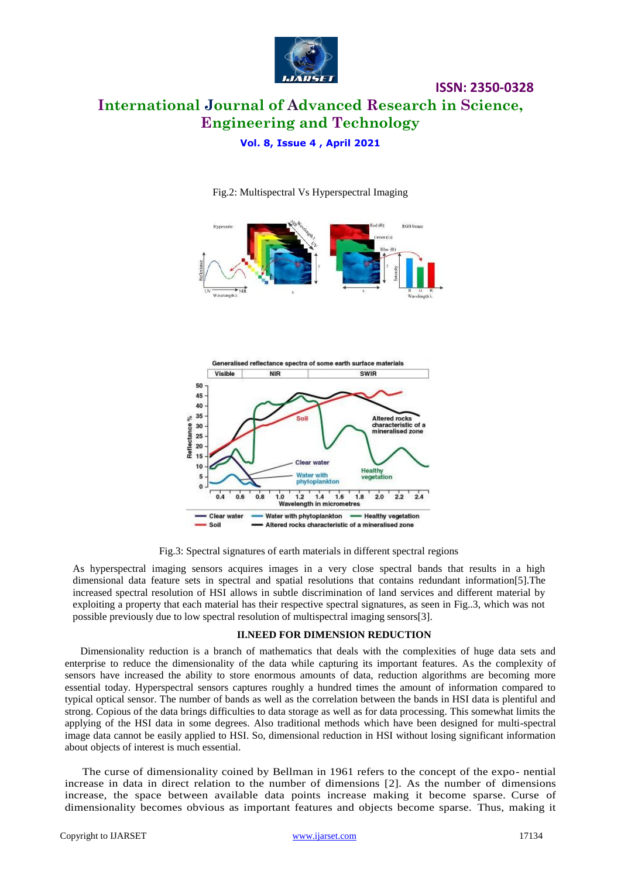Fig.2: Multispectral Vs Hyperspectral Imaging

Fig.3: Spectral signatures of earth materials in different spectral regions

As hyperspectral imaging sensors acquires images in a very close spectral bands that results in a high dimensional data feature sets in spectral and spatial resolutions that contains redundant information[5].The increased spectral resolution of HSI allows in subtle discrimination of land services and different material by exploiting a property that each material has their respective spectral signatures, as seen in Fig..3, which was not possible previously due to low spectral resolution of multispectral imaging sensors[3].

## II.NEED FOR DIMENSION REDUCTION

Dimensionality reduction is a branch of mathematics that deals with the complexities of huge data sets and enterprise to reduce the dimensionality of the data while capturing its important features. As the complexity of sensors have increased the ability to store enormous amounts of data, reduction algorithms are becoming more essential today. Hyperspectral sensors captures roughly a hundred times the amount of information compared to typical optical sensor. The number of bands as well as the correlation between the bands in HSI data is plentiful and strong. Copious of the data brings difficulties to data storage as well as for data processing. This somewhat limits the applying of the HSI data in some degrees. Also traditional methods which have been designed for multi-spectral image data cannot be easily applied to HSI. So, dimensional reduction in HSI without losing significant information about objects of interest is much essential.

The curse of dimensionality coined by Bellman in 1961 refers to the concept of the expo- nential increase in data in direct relation to the number of dimensions [2]. As the number of dimensions increase, the space between available data points increase making it become sparse. Curse of dimensionality becomes obvious as important features and objects become sparse. Thus, making it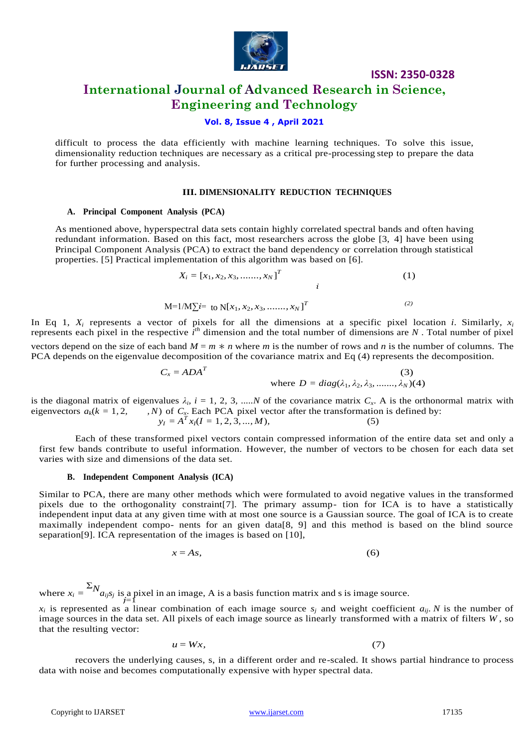difficult to process the data efficiently with machine learning techniques. To solve this issue, dimensionality reduction techniques are necessary as a critical pre-processing step to prepare the data for further processing and analysis.

## III. DIMENSIONALITY REDUCTION TECHNIQUES

### A. Principal Component Analysis (PCA)

As mentioned above, hyperspectral data sets contain highly correlated spectral bands and often having redundant information. Based on this fact, most researchers across the globe [3, 4] have been using Principal Component Analysis (PCA) to extract the band dependency or correlation through statistical properties. [5] Practical implementation of this algorithm was based on [6].

$$X_i = [x_1, x_2, x_3, \ldots\ldots., x_N]^T_i \qquad (1)$$

$$M = 1/M \sum i = \text{ to } N[x_1, x_2, x_3, \ldots\ldots., x_N]^T \qquad (2)$$

In Eq 1, $X_i$ represents a vector of pixels for all the dimensions at a specific pixel location $i$. Similarly, $x_i$ represents each pixel in the respective $i^{th}$ dimension and the total number of dimensions are $N$. Total number of pixel vectors depend on the size of each band $M = m * n$ where $m$ is the number of rows and $n$ is the number of columns. The PCA depends on the eigenvalue decomposition of the covariance matrix and Eq (4) represents the decomposition.

$$C_x = ADA^T \qquad (3)$$

$$\text{where } D = diag(\lambda_1, \lambda_2, \lambda_3, \ldots\ldots., \lambda_N) \qquad (4)$$

is the diagonal matrix of eigenvalues $\lambda_i$, $i = 1, 2, 3, \ldots..N$ of the covariance matrix $C_x$. A is the orthonormal matrix with eigenvectors $a_k(k = 1, 2, \quad , N)$ of $C_x$. Each PCA pixel vector after the transformation is defined by:

$$y_I = A^T x_I (I = 1, 2, 3, \ldots, M), \qquad (5)$$

Each of these transformed pixel vectors contain compressed information of the entire data set and only a first few bands contribute to useful information. However, the number of vectors to be chosen for each data set varies with size and dimensions of the data set.

### B. Independent Component Analysis (ICA)

Similar to PCA, there are many other methods which were formulated to avoid negative values in the transformed pixels due to the orthogonality constraint[7]. The primary assump- tion for ICA is to have a statistically independent input data at any given time with at most one source is a Gaussian source. The goal of ICA is to create maximally independent compo- nents for an given data[8, 9] and this method is based on the blind source separation[9]. ICA representation of the images is based on [10],

$$x = As, \qquad (6)$$

where $x_i = \sum_{j=1}^{N} a_{ij} s_j$ is a pixel in an image, A is a basis function matrix and s is image source.

$x_i$ is represented as a linear combination of each image source $s_j$ and weight coefficient $a_{ij}$. $N$ is the number of image sources in the data set. All pixels of each image source as linearly transformed with a matrix of filters $W$, so that the resulting vector:

$$u = Wx, \qquad (7)$$

recovers the underlying causes, s, in a different order and re-scaled. It shows partial hindrance to process data with noise and becomes computationally expensive with hyper spectral data.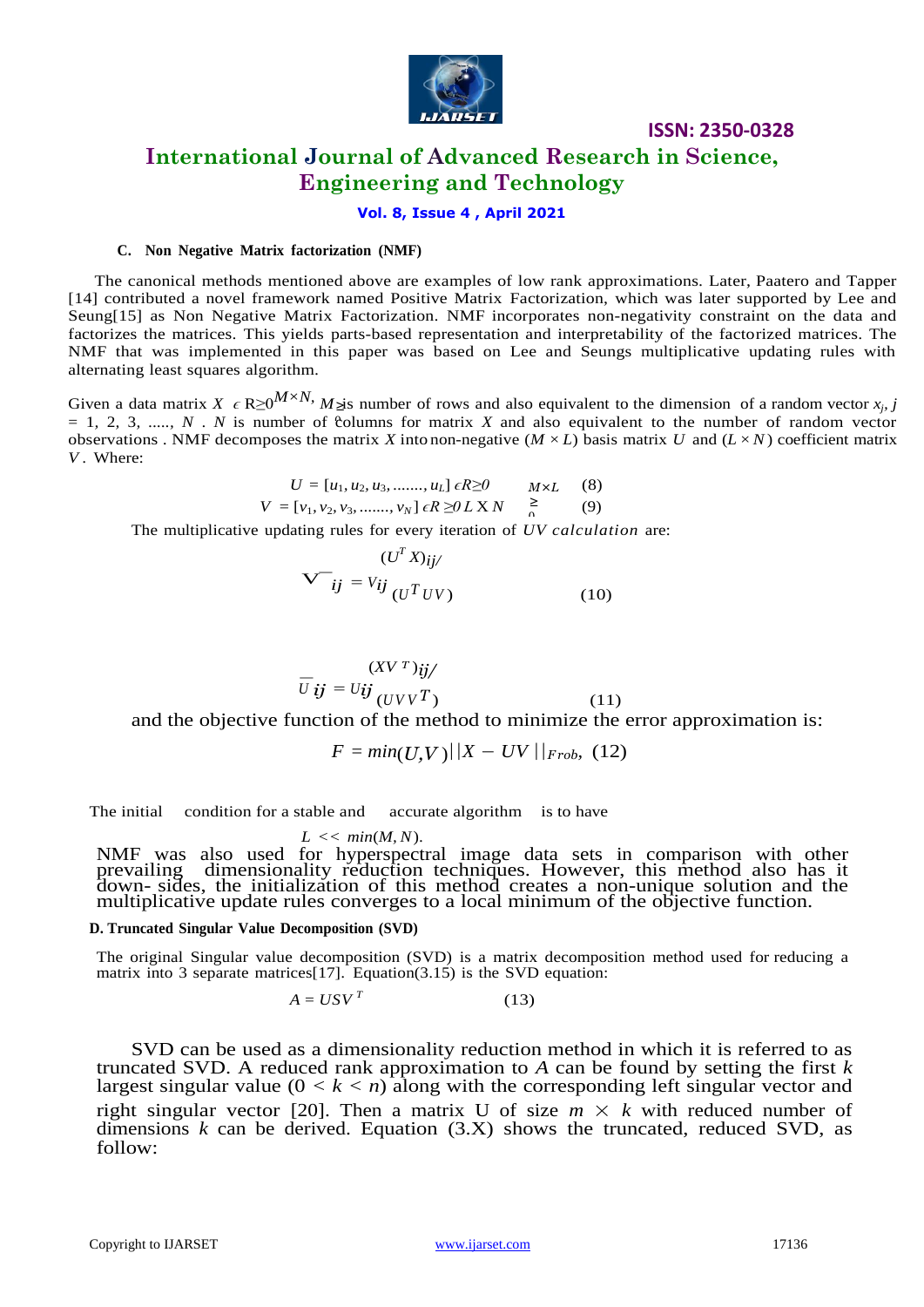### C. Non Negative Matrix factorization (NMF)

The canonical methods mentioned above are examples of low rank approximations. Later, Paatero and Tapper [14] contributed a novel framework named Positive Matrix Factorization, which was later supported by Lee and Seung[15] as Non Negative Matrix Factorization. NMF incorporates non-negativity constraint on the data and factorizes the matrices. This yields parts-based representation and interpretability of the factorized matrices. The NMF that was implemented in this paper was based on Lee and Seungs multiplicative updating rules with alternating least squares algorithm.

Given a data matrix $X \in R_{\geq 0}^{M \times N}$, $M$ is number of rows and also equivalent to the dimension of a random vector $x_j$, $j = 1, 2, 3, \ldots, N$. $N$ is number of columns for matrix $X$ and also equivalent to the number of random vector observations . NMF decomposes the matrix $X$ into non-negative $(M \times L)$ basis matrix $U$ and $(L \times N)$ coefficient matrix $V$. Where:

$$U = [u_1, u_2, u_3, \ldots, u_L] \in R_{\geq 0}^{M \times L} \quad (8)$$

$$V = [v_1, v_2, v_3, \ldots, v_N] \in R_{\geq 0}^{L \times N} \quad (9)$$

The multiplicative updating rules for every iteration of $UV$ calculation are:

$$\bar{V}_{ij} = V_{ij} \frac{(U^T X)_{ij}}{(U^T U V)} \quad (10)$$

$$\bar{U}_{ij} = U_{ij} \frac{(X V^T)_{ij}}{(U V V^T)} \quad (11)$$

and the objective function of the method to minimize the error approximation is:

$$F = \min_{(U,V)} ||X - UV||_{Frob}, \quad (12)$$

The initial condition for a stable and accurate algorithm is to have

$$L << \min(M, N).$$

NMF was also used for hyperspectral image data sets in comparison with other prevailing dimensionality reduction techniques. However, this method also has it down- sides, the initialization of this method creates a non-unique solution and the multiplicative update rules converges to a local minimum of the objective function.

### D. Truncated Singular Value Decomposition (SVD)

The original Singular value decomposition (SVD) is a matrix decomposition method used for reducing a matrix into 3 separate matrices[17]. Equation(3.15) is the SVD equation:

$$A = USV^T \quad (13)$$

SVD can be used as a dimensionality reduction method in which it is referred to as truncated SVD. A reduced rank approximation to $A$ can be found by setting the first $k$ largest singular value $(0 < k < n)$ along with the corresponding left singular vector and right singular vector [20]. Then a matrix U of size $m \times k$ with reduced number of dimensions $k$ can be derived. Equation (3.X) shows the truncated, reduced SVD, as follow: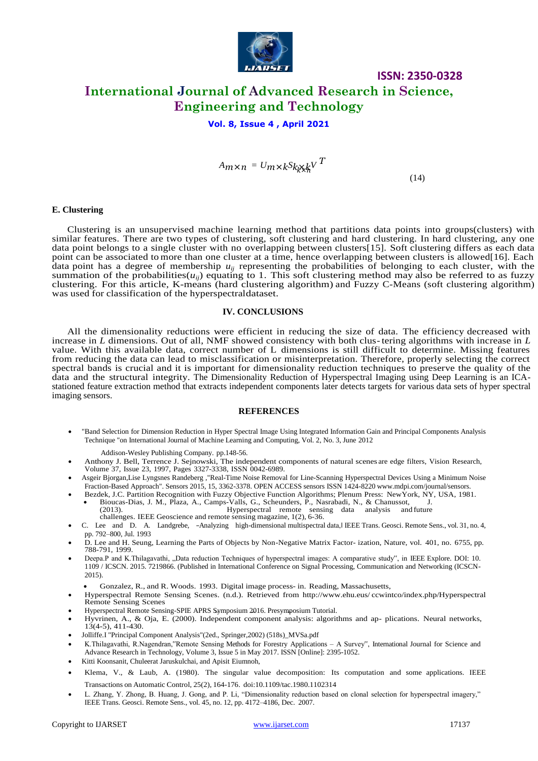$$A_{m\times n} = U_{m\times k}S_{k\times k}V^T \quad (14)$$

### E. Clustering

Clustering is an unsupervised machine learning method that partitions data points into groups(clusters) with similar features. There are two types of clustering, soft clustering and hard clustering. In hard clustering, any one data point belongs to a single cluster with no overlapping between clusters[15]. Soft clustering differs as each data point can be associated to more than one cluster at a time, hence overlapping between clusters is allowed[16]. Each data point has a degree of membership $u_{ij}$ representing the probabilities of belonging to each cluster, with the summation of the probabilities($u_{ij}$) equating to 1. This soft clustering method may also be referred to as fuzzy clustering. For this article, K-means (hard clustering algorithm) and Fuzzy C-Means (soft clustering algorithm) was used for classification of the hyperspectraldataset.

## IV. CONCLUSIONS

All the dimensionality reductions were efficient in reducing the size of data. The efficiency decreased with increase in *L* dimensions. Out of all, NMF showed consistency with both clus- tering algorithms with increase in *L* value. With this available data, correct number of L dimensions is still difficult to determine. Missing features from reducing the data can lead to misclassification or misinterpretation. Therefore, properly selecting the correct spectral bands is crucial and it is important for dimensionality reduction techniques to preserve the quality of the data and the structural integrity. The Dimensionality Reduction of Hyperspectral Imaging using Deep Learning is an ICA-stationed feature extraction method that extracts independent components later detects targets for various data sets of hyper spectral imaging sensors.

## REFERENCES

- "Band Selection for Dimension Reduction in Hyper Spectral Image Using Integrated Information Gain and Principal Components Analysis Technique "on International Journal of Machine Learning and Computing, Vol. 2, No. 3, June 2012

  Addison-Wesley Publishing Company. pp.148-56.
- Anthony J. Bell, Terrence J. Sejnowski, The independent components of natural scenes are edge filters, Vision Research, Volume 37, Issue 23, 1997, Pages 3327-3338, ISSN 0042-6989.
- Asgeir Bjorgan,Lise Lyngsnes Randeberg ,"Real-Time Noise Removal for Line-Scanning Hyperspectral Devices Using a Minimum Noise Fraction-Based Approach". Sensors 2015, 15, 3362-3378. OPEN ACCESS sensors ISSN 1424-8220 www.mdpi.com/journal/sensors.
- Bezdek, J.C. Partition Recognition with Fuzzy Objective Function Algorithms; Plenum Press: NewYork, NY, USA, 1981.
  - Bioucas-Dias, J. M., Plaza, A., Camps-Valls, G., Scheunders, P., Nasrabadi, N., & Chanussot, J. (2013). Hyperspectral remote sensing data analysis and future challenges. IEEE Geoscience and remote sensing magazine, 1(2), 6-36.
- C. Lee and D. A. Landgrebe, –Analyzing high-dimensional multispectral data,‖ IEEE Trans. Geosci. Remote Sens., vol. 31, no. 4, pp. 792–800, Jul. 1993
- D. Lee and H. Seung, Learning the Parts of Objects by Non-Negative Matrix Factor- ization, Nature, vol. 401, no. 6755, pp. 788-791, 1999.
- Deepa.P and K.Thilagavathi, „Data reduction Techniques of hyperspectral images: A comparative study", in IEEE Explore. DOI: 10. 1109 / ICSCN. 2015. 7219866. (Published in International Conference on Signal Processing, Communication and Networking (ICSCN-2015).
  - Gonzalez, R., and R. Woods. 1993. Digital image process- in. Reading, Massachusetts,
- Hyperspectral Remote Sensing Scenes. (n.d.). Retrieved from http://www.ehu.eus/ ccwintco/index.php/Hyperspectral Remote Sensing Scenes
- Hyperspectral Remote Sensing-SPIE APRS Symposium 2016. Presymposium Tutorial.
- Hyvrinen, A., & Oja, E. (2000). Independent component analysis: algorithms and ap- plications. Neural networks, 13(4-5), 411-430.
- Jolliffe.I "Principal Component Analysis"(2ed., Springer,2002) (518s)_MVSa.pdf
- K.Thilagavathi, R.Nagendran,"Remote Sensing Methods for Forestry Applications – A Survey", International Journal for Science and Advance Research in Technology, Volume 3, Issue 5 in May 2017. ISSN [Online]: 2395-1052.
- Kitti Koonsanit, Chuleerat Jaruskulchai, and Apisit Eiumnoh,
- Klema, V., & Laub, A. (1980). The singular value decomposition: Its computation and some applications. IEEE Transactions on Automatic Control, 25(2), 164-176. doi:10.1109/tac.1980.1102314
- L. Zhang, Y. Zhong, B. Huang, J. Gong, and P. Li, "Dimensionality reduction based on clonal selection for hyperspectral imagery," IEEE Trans. Geosci. Remote Sens., vol. 45, no. 12, pp. 4172–4186, Dec. 2007.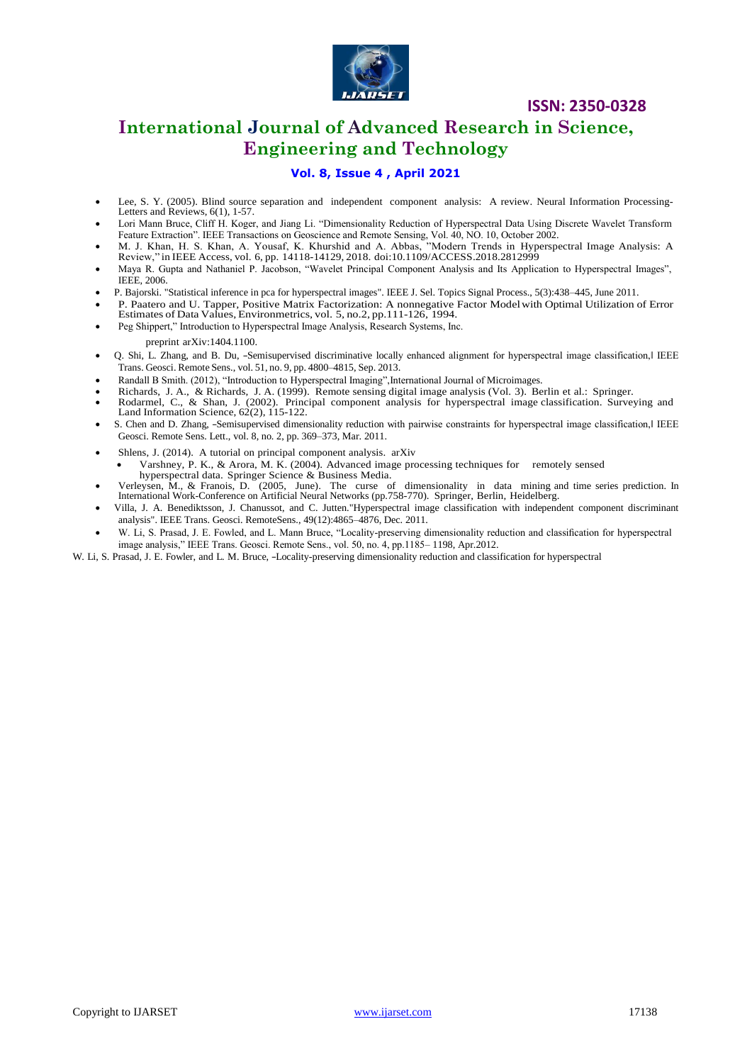- Lee, S. Y. (2005). Blind source separation and independent component analysis: A review. Neural Information Processing-Letters and Reviews, 6(1), 1-57.
- Lori Mann Bruce, Cliff H. Koger, and Jiang Li. "Dimensionality Reduction of Hyperspectral Data Using Discrete Wavelet Transform Feature Extraction". IEEE Transactions on Geoscience and Remote Sensing, Vol. 40, NO. 10, October 2002.
- M. J. Khan, H. S. Khan, A. Yousaf, K. Khurshid and A. Abbas, "Modern Trends in Hyperspectral Image Analysis: A Review," in IEEE Access, vol. 6, pp. 14118-14129, 2018. doi:10.1109/ACCESS.2018.2812999
- Maya R. Gupta and Nathaniel P. Jacobson, "Wavelet Principal Component Analysis and Its Application to Hyperspectral Images", IEEE, 2006.
- P. Bajorski. "Statistical inference in pca for hyperspectral images". IEEE J. Sel. Topics Signal Process., 5(3):438–445, June 2011.
- P. Paatero and U. Tapper, Positive Matrix Factorization: A nonnegative Factor Model with Optimal Utilization of Error Estimates of Data Values, Environmetrics, vol. 5, no.2, pp.111-126, 1994.
- Peg Shippert," Introduction to Hyperspectral Image Analysis, Research Systems, Inc.

  preprint arXiv:1404.1100.
- Q. Shi, L. Zhang, and B. Du, –Semisupervised discriminative locally enhanced alignment for hyperspectral image classification,‖ IEEE Trans. Geosci. Remote Sens., vol. 51, no. 9, pp. 4800–4815, Sep. 2013.
- Randall B Smith. (2012), "Introduction to Hyperspectral Imaging",International Journal of Microimages.
- Richards, J. A., & Richards, J. A. (1999). Remote sensing digital image analysis (Vol. 3). Berlin et al.: Springer.
- Rodarmel, C., & Shan, J. (2002). Principal component analysis for hyperspectral image classification. Surveying and Land Information Science, 62(2), 115-122.
- S. Chen and D. Zhang, –Semisupervised dimensionality reduction with pairwise constraints for hyperspectral image classification,‖ IEEE Geosci. Remote Sens. Lett., vol. 8, no. 2, pp. 369–373, Mar. 2011.
- Shlens, J. (2014). A tutorial on principal component analysis. arXiv
  - Varshney, P. K., & Arora, M. K. (2004). Advanced image processing techniques for remotely sensed hyperspectral data. Springer Science & Business Media.
- Verleysen, M., & Franois, D. (2005, June). The curse of dimensionality in data mining and time series prediction. In International Work-Conference on Artificial Neural Networks (pp.758-770). Springer, Berlin, Heidelberg.
- Villa, J. A. Benediktsson, J. Chanussot, and C. Jutten."Hyperspectral image classification with independent component discriminant analysis". IEEE Trans. Geosci. RemoteSens., 49(12):4865–4876, Dec. 2011.
- W. Li, S. Prasad, J. E. Fowled, and L. Mann Bruce, "Locality-preserving dimensionality reduction and classification for hyperspectral image analysis," IEEE Trans. Geosci. Remote Sens., vol. 50, no. 4, pp.1185– 1198, Apr.2012.

W. Li, S. Prasad, J. E. Fowler, and L. M. Bruce, –Locality-preserving dimensionality reduction and classification for hyperspectral